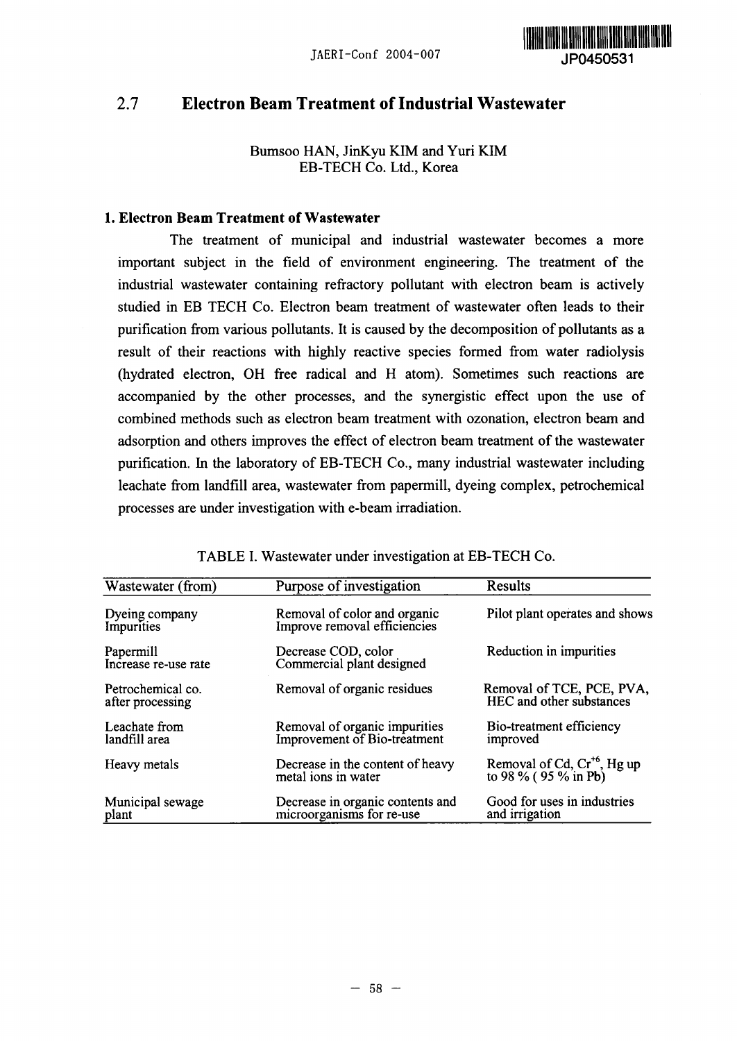## 2.7 Electron Beam Treatment of Industrial Wastewater

Bumsoo HAN, JinKyu KIM and Yuri KIM
EB-TECH Co. Ltd., Korea

### 1. Electron Beam Treatment of Wastewater

The treatment of municipal and industrial wastewater becomes a more important subject in the field of environment engineering. The treatment of the industrial wastewater containing refractory pollutant with electron beam is actively studied in EB TECH Co. Electron beam treatment of wastewater often leads to their purification from various pollutants. It is caused by the decomposition of pollutants as a result of their reactions with highly reactive species formed from water radiolysis (hydrated electron, OH free radical and H atom). Sometimes such reactions are accompanied by the other processes, and the synergistic effect upon the use of combined methods such as electron beam treatment with ozonation, electron beam and adsorption and others improves the effect of electron beam treatment of the wastewater purification. In the laboratory of EB-TECH Co., many industrial wastewater including leachate from landfill area, wastewater from papermill, dyeing complex, petrochemical processes are under investigation with e-beam irradiation.

TABLE I. Wastewater under investigation at EB-TECH Co.

| Wastewater (from) | Purpose of investigation | Results |
|---|---|---|
| Dyeing company Impurities | Removal of color and organic Improve removal efficiencies | Pilot plant operates and shows |
| Papermill Increase re-use rate | Decrease COD, color Commercial plant designed | Reduction in impurities |
| Petrochemical co. after processing | Removal of organic residues | Removal of TCE, PCE, PVA, HEC and other substances |
| Leachate from landfill area | Removal of organic impurities Improvement of Bio-treatment | Bio-treatment efficiency improved |
| Heavy metals | Decrease in the content of heavy metal ions in water | Removal of Cd, $Cr^{+6}$, Hg up to 98 % ( 95 % in Pb) |
| Municipal sewage plant | Decrease in organic contents and microorganisms for re-use | Good for uses in industries and irrigation |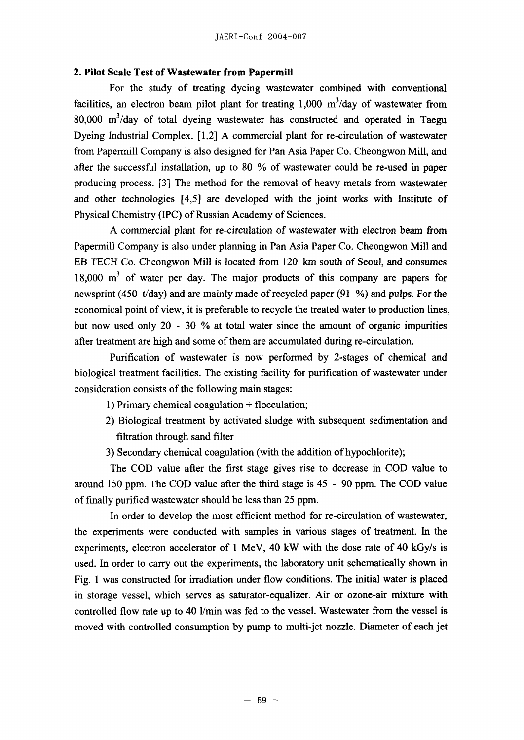## 2. Pilot Scale Test of Wastewater from Papermill

For the study of treating dyeing wastewater combined with conventional facilities, an electron beam pilot plant for treating 1,000 $m^3$/day of wastewater from 80,000 $m^3$/day of total dyeing wastewater has constructed and operated in Taegu Dyeing Industrial Complex. [1,2] A commercial plant for re-circulation of wastewater from Papermill Company is also designed for Pan Asia Paper Co. Cheongwon Mill, and after the successful installation, up to 80 % of wastewater could be re-used in paper producing process. [3] The method for the removal of heavy metals from wastewater and other technologies [4,5] are developed with the joint works with Institute of Physical Chemistry (IPC) of Russian Academy of Sciences.

A commercial plant for re-circulation of wastewater with electron beam from Papermill Company is also under planning in Pan Asia Paper Co. Cheongwon Mill and EB TECH Co. Cheongwon Mill is located from 120 km south of Seoul, and consumes 18,000 $m^3$ of water per day. The major products of this company are papers for newsprint (450 t/day) and are mainly made of recycled paper (91 %) and pulps. For the economical point of view, it is preferable to recycle the treated water to production lines, but now used only 20 - 30 % at total water since the amount of organic impurities after treatment are high and some of them are accumulated during re-circulation.

Purification of wastewater is now performed by 2-stages of chemical and biological treatment facilities. The existing facility for purification of wastewater under consideration consists of the following main stages:

1) Primary chemical coagulation + flocculation;
2) Biological treatment by activated sludge with subsequent sedimentation and filtration through sand filter
3) Secondary chemical coagulation (with the addition of hypochlorite);

The COD value after the first stage gives rise to decrease in COD value to around 150 ppm. The COD value after the third stage is 45 - 90 ppm. The COD value of finally purified wastewater should be less than 25 ppm.

In order to develop the most efficient method for re-circulation of wastewater, the experiments were conducted with samples in various stages of treatment. In the experiments, electron accelerator of 1 MeV, 40 kW with the dose rate of 40 kGy/s is used. In order to carry out the experiments, the laboratory unit schematically shown in Fig. 1 was constructed for irradiation under flow conditions. The initial water is placed in storage vessel, which serves as saturator-equalizer. Air or ozone-air mixture with controlled flow rate up to 40 l/min was fed to the vessel. Wastewater from the vessel is moved with controlled consumption by pump to multi-jet nozzle. Diameter of each jet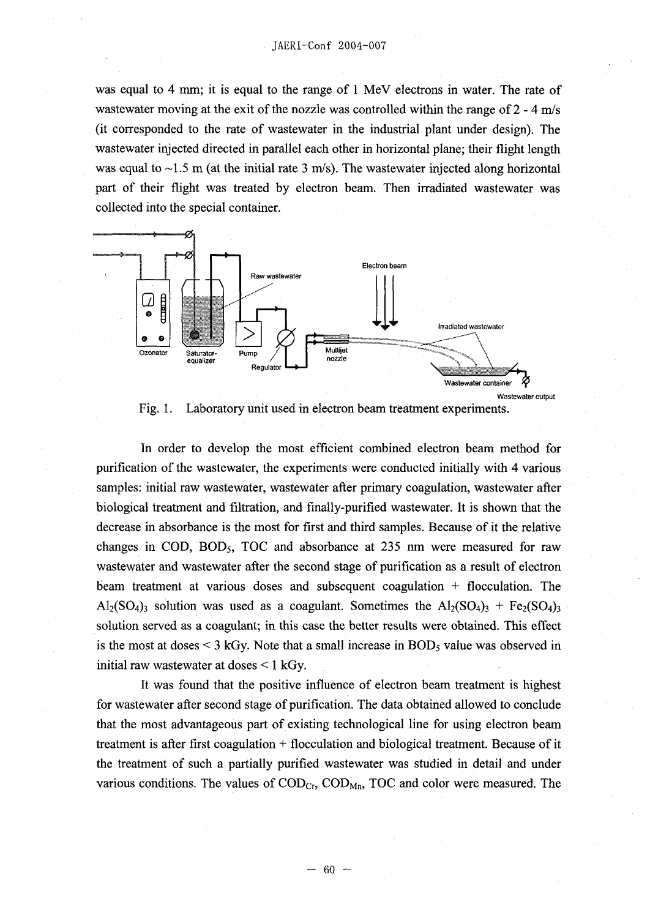was equal to 4 mm; it is equal to the range of 1 MeV electrons in water. The rate of wastewater moving at the exit of the nozzle was controlled within the range of 2 - 4 m/s (it corresponded to the rate of wastewater in the industrial plant under design). The wastewater injected directed in parallel each other in horizontal plane; their flight length was equal to ~1.5 m (at the initial rate 3 m/s). The wastewater injected along horizontal part of their flight was treated by electron beam. Then irradiated wastewater was collected into the special container.

Fig. 1. Laboratory unit used in electron beam treatment experiments.

In order to develop the most efficient combined electron beam method for purification of the wastewater, the experiments were conducted initially with 4 various samples: initial raw wastewater, wastewater after primary coagulation, wastewater after biological treatment and filtration, and finally-purified wastewater. It is shown that the decrease in absorbance is the most for first and third samples. Because of it the relative changes in COD, $BOD_5$, TOC and absorbance at 235 nm were measured for raw wastewater and wastewater after the second stage of purification as a result of electron beam treatment at various doses and subsequent coagulation + flocculation. The $Al_2(SO_4)_3$ solution was used as a coagulant. Sometimes the $Al_2(SO_4)_3$ + $Fe_2(SO_4)_3$ solution served as a coagulant; in this case the better results were obtained. This effect is the most at doses < 3 kGy. Note that a small increase in $BOD_5$ value was observed in initial raw wastewater at doses < 1 kGy.

It was found that the positive influence of electron beam treatment is highest for wastewater after second stage of purification. The data obtained allowed to conclude that the most advantageous part of existing technological line for using electron beam treatment is after first coagulation + flocculation and biological treatment. Because of it the treatment of such a partially purified wastewater was studied in detail and under various conditions. The values of $COD_{Cr}$, $COD_{Mn}$, TOC and color were measured. The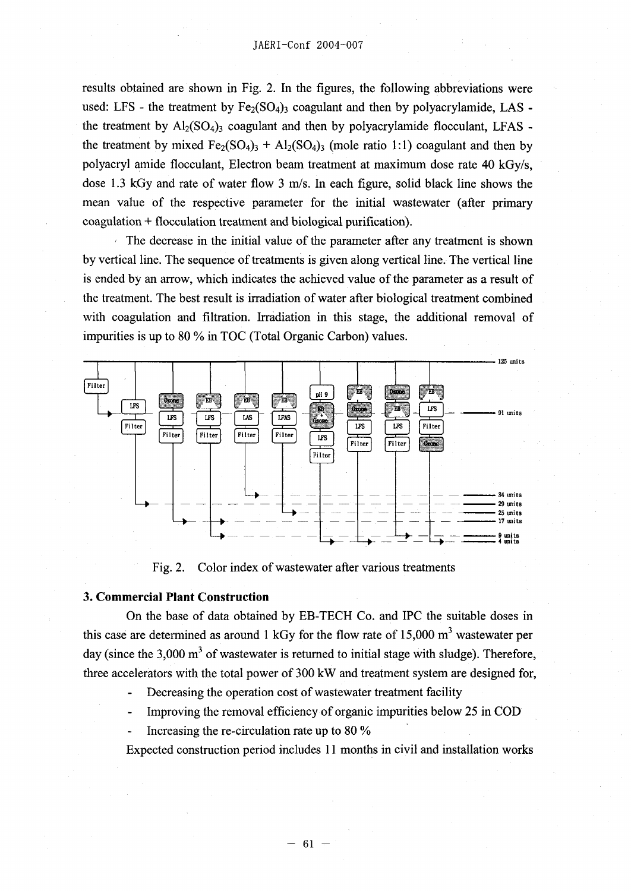results obtained are shown in Fig. 2. In the figures, the following abbreviations were used: LFS - the treatment by $Fe_2(SO_4)_3$ coagulant and then by polyacrylamide, LAS - the treatment by $Al_2(SO_4)_3$ coagulant and then by polyacrylamide flocculant, LFAS - the treatment by mixed $Fe_2(SO_4)_3$ + $Al_2(SO_4)_3$ (mole ratio 1:1) coagulant and then by polyacryl amide flocculant, Electron beam treatment at maximum dose rate 40 kGy/s, dose 1.3 kGy and rate of water flow 3 m/s. In each figure, solid black line shows the mean value of the respective parameter for the initial wastewater (after primary coagulation + flocculation treatment and biological purification).

The decrease in the initial value of the parameter after any treatment is shown by vertical line. The sequence of treatments is given along vertical line. The vertical line is ended by an arrow, which indicates the achieved value of the parameter as a result of the treatment. The best result is irradiation of water after biological treatment combined with coagulation and filtration. Irradiation in this stage, the additional removal of impurities is up to 80 % in TOC (Total Organic Carbon) values.

Fig. 2. Color index of wastewater after various treatments

### 3. Commercial Plant Construction

On the base of data obtained by EB-TECH Co. and IPC the suitable doses in this case are determined as around 1 kGy for the flow rate of 15,000 m$^3$ wastewater per day (since the 3,000 m$^3$ of wastewater is returned to initial stage with sludge). Therefore, three accelerators with the total power of 300 kW and treatment system are designed for,

- Decreasing the operation cost of wastewater treatment facility
- Improving the removal efficiency of organic impurities below 25 in COD
- Increasing the re-circulation rate up to 80 %

Expected construction period includes 11 months in civil and installation works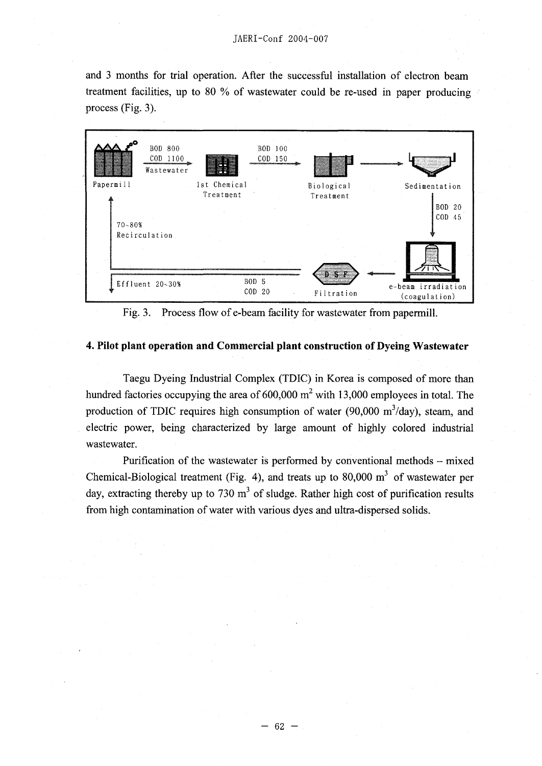and 3 months for trial operation. After the successful installation of electron beam treatment facilities, up to 80 % of wastewater could be re-used in paper producing process (Fig. 3).

Fig. 3. Process flow of e-beam facility for wastewater from papermill.

## 4. Pilot plant operation and Commercial plant construction of Dyeing Wastewater

Taegu Dyeing Industrial Complex (TDIC) in Korea is composed of more than hundred factories occupying the area of 600,000 $m^2$ with 13,000 employees in total. The production of TDIC requires high consumption of water (90,000 $m^3$/day), steam, and electric power, being characterized by large amount of highly colored industrial wastewater.

Purification of the wastewater is performed by conventional methods – mixed Chemical-Biological treatment (Fig. 4), and treats up to 80,000 $m^3$ of wastewater per day, extracting thereby up to 730 $m^3$ of sludge. Rather high cost of purification results from high contamination of water with various dyes and ultra-dispersed solids.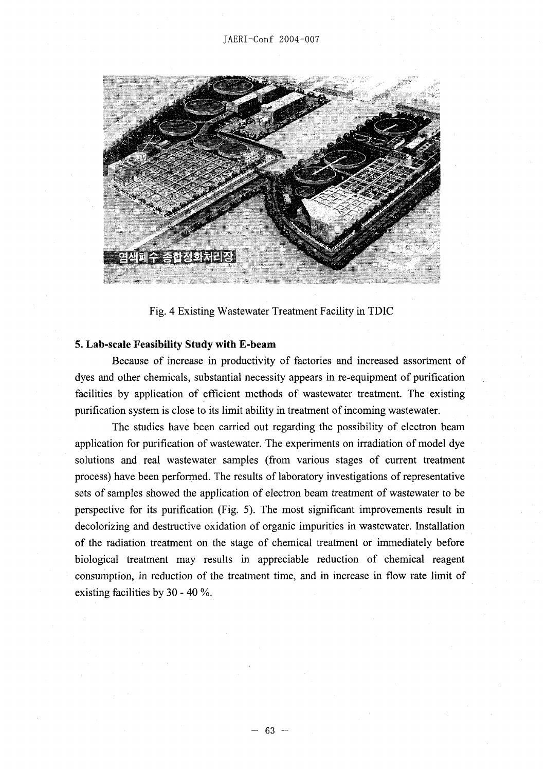Fig. 4 Existing Wastewater Treatment Facility in TDIC

## 5. Lab-scale Feasibility Study with E-beam

Because of increase in productivity of factories and increased assortment of dyes and other chemicals, substantial necessity appears in re-equipment of purification facilities by application of efficient methods of wastewater treatment. The existing purification system is close to its limit ability in treatment of incoming wastewater.

The studies have been carried out regarding the possibility of electron beam application for purification of wastewater. The experiments on irradiation of model dye solutions and real wastewater samples (from various stages of current treatment process) have been performed. The results of laboratory investigations of representative sets of samples showed the application of electron beam treatment of wastewater to be perspective for its purification (Fig. 5). The most significant improvements result in decolorizing and destructive oxidation of organic impurities in wastewater. Installation of the radiation treatment on the stage of chemical treatment or immediately before biological treatment may results in appreciable reduction of chemical reagent consumption, in reduction of the treatment time, and in increase in flow rate limit of existing facilities by 30 - 40 %.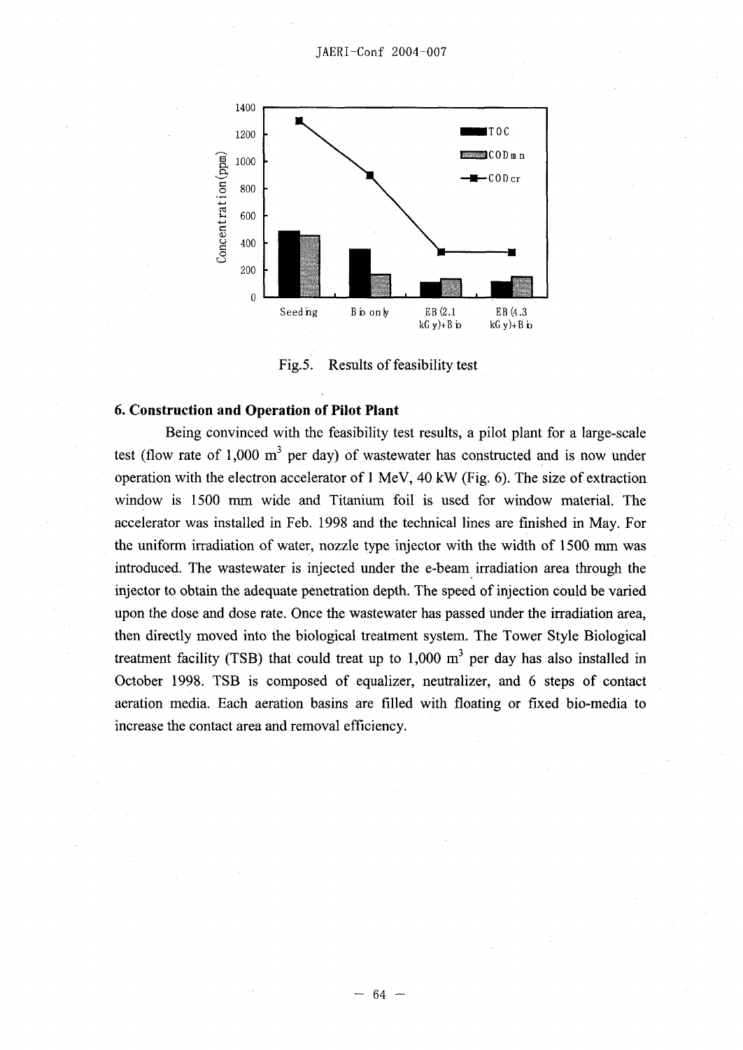Fig.5. Results of feasibility test

## 6. Construction and Operation of Pilot Plant

Being convinced with the feasibility test results, a pilot plant for a large-scale test (flow rate of 1,000 $m^3$ per day) of wastewater has constructed and is now under operation with the electron accelerator of 1 MeV, 40 kW (Fig. 6). The size of extraction window is 1500 mm wide and Titanium foil is used for window material. The accelerator was installed in Feb. 1998 and the technical lines are finished in May. For the uniform irradiation of water, nozzle type injector with the width of 1500 mm was introduced. The wastewater is injected under the e-beam irradiation area through the injector to obtain the adequate penetration depth. The speed of injection could be varied upon the dose and dose rate. Once the wastewater has passed under the irradiation area, then directly moved into the biological treatment system. The Tower Style Biological treatment facility (TSB) that could treat up to 1,000 $m^3$ per day has also installed in October 1998. TSB is composed of equalizer, neutralizer, and 6 steps of contact aeration media. Each aeration basins are filled with floating or fixed bio-media to increase the contact area and removal efficiency.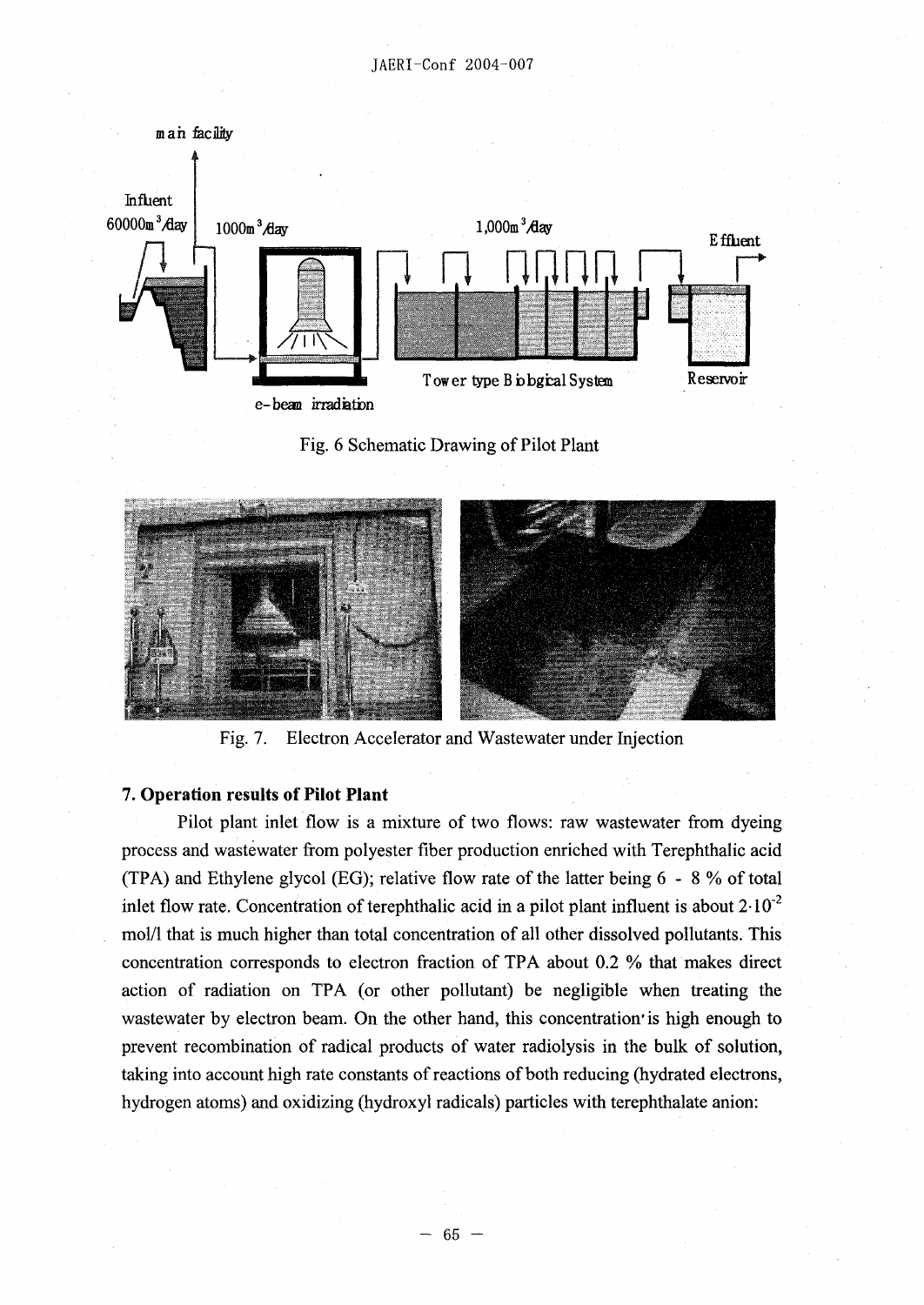Fig. 6 Schematic Drawing of Pilot Plant

Fig. 7. Electron Accelerator and Wastewater under Injection

### 7. Operation results of Pilot Plant

Pilot plant inlet flow is a mixture of two flows: raw wastewater from dyeing process and wastewater from polyester fiber production enriched with Terephthalic acid (TPA) and Ethylene glycol (EG); relative flow rate of the latter being 6 - 8 % of total inlet flow rate. Concentration of terephthalic acid in a pilot plant influent is about $2 \cdot 10^{-2}$ mol/l that is much higher than total concentration of all other dissolved pollutants. This concentration corresponds to electron fraction of TPA about 0.2 % that makes direct action of radiation on TPA (or other pollutant) be negligible when treating the wastewater by electron beam. On the other hand, this concentration is high enough to prevent recombination of radical products of water radiolysis in the bulk of solution, taking into account high rate constants of reactions of both reducing (hydrated electrons, hydrogen atoms) and oxidizing (hydroxyl radicals) particles with terephthalate anion: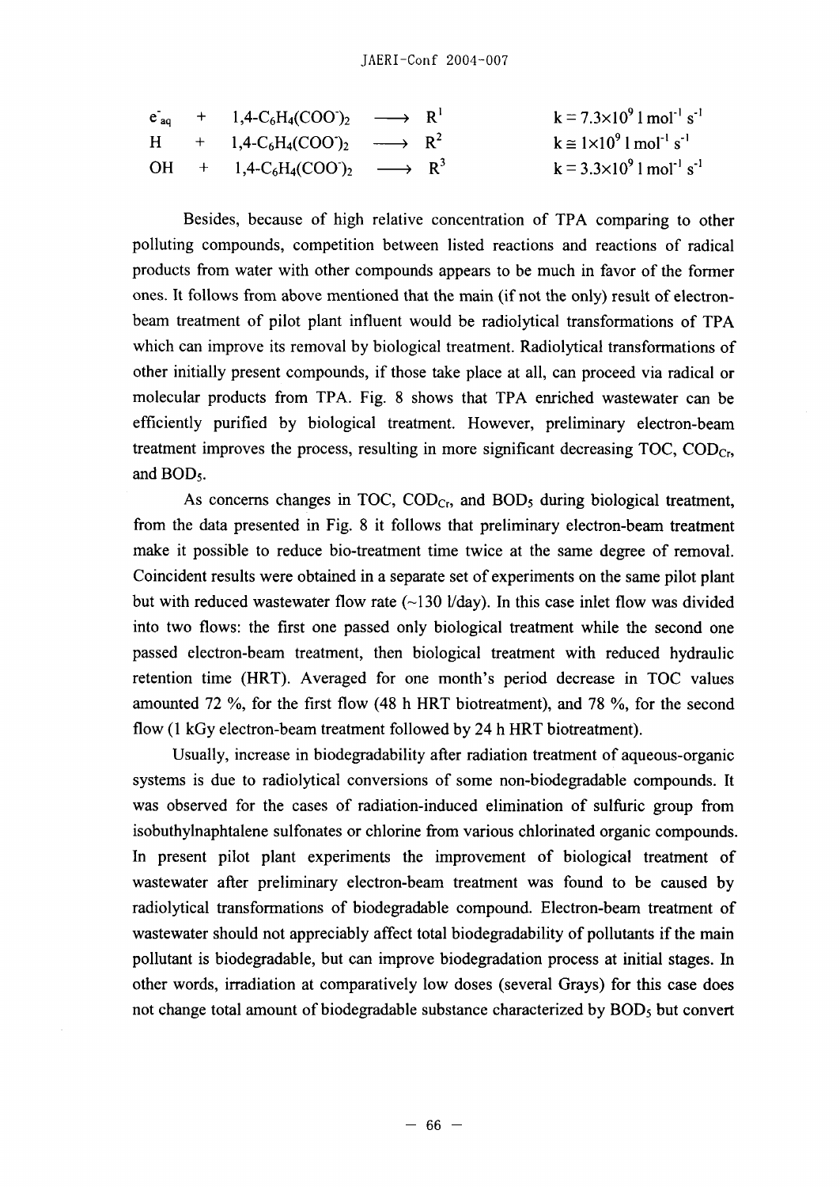$$e^-_{aq} + 1,4\text{-}C_6H_4(COO^-)_2 \longrightarrow R^1 \qquad k = 7.3\times10^9\ l\ mol^{-1}\ s^{-1}$$

$$H + 1,4\text{-}C_6H_4(COO^-)_2 \longrightarrow R^2 \qquad k \cong 1\times10^9\ l\ mol^{-1}\ s^{-1}$$

$$OH + 1,4\text{-}C_6H_4(COO^-)_2 \longrightarrow R^3 \qquad k = 3.3\times10^9\ l\ mol^{-1}\ s^{-1}$$

Besides, because of high relative concentration of TPA comparing to other polluting compounds, competition between listed reactions and reactions of radical products from water with other compounds appears to be much in favor of the former ones. It follows from above mentioned that the main (if not the only) result of electron-beam treatment of pilot plant influent would be radiolytical transformations of TPA which can improve its removal by biological treatment. Radiolytical transformations of other initially present compounds, if those take place at all, can proceed via radical or molecular products from TPA. Fig. 8 shows that TPA enriched wastewater can be efficiently purified by biological treatment. However, preliminary electron-beam treatment improves the process, resulting in more significant decreasing TOC, $COD_{Cr}$, and $BOD_5$.

As concerns changes in TOC, $COD_{Cr}$, and $BOD_5$ during biological treatment, from the data presented in Fig. 8 it follows that preliminary electron-beam treatment make it possible to reduce bio-treatment time twice at the same degree of removal. Coincident results were obtained in a separate set of experiments on the same pilot plant but with reduced wastewater flow rate (~130 l/day). In this case inlet flow was divided into two flows: the first one passed only biological treatment while the second one passed electron-beam treatment, then biological treatment with reduced hydraulic retention time (HRT). Averaged for one month's period decrease in TOC values amounted 72 %, for the first flow (48 h HRT biotreatment), and 78 %, for the second flow (1 kGy electron-beam treatment followed by 24 h HRT biotreatment).

Usually, increase in biodegradability after radiation treatment of aqueous-organic systems is due to radiolytical conversions of some non-biodegradable compounds. It was observed for the cases of radiation-induced elimination of sulfuric group from isobuthylnaphtalene sulfonates or chlorine from various chlorinated organic compounds. In present pilot plant experiments the improvement of biological treatment of wastewater after preliminary electron-beam treatment was found to be caused by radiolytical transformations of biodegradable compound. Electron-beam treatment of wastewater should not appreciably affect total biodegradability of pollutants if the main pollutant is biodegradable, but can improve biodegradation process at initial stages. In other words, irradiation at comparatively low doses (several Grays) for this case does not change total amount of biodegradable substance characterized by $BOD_5$ but convert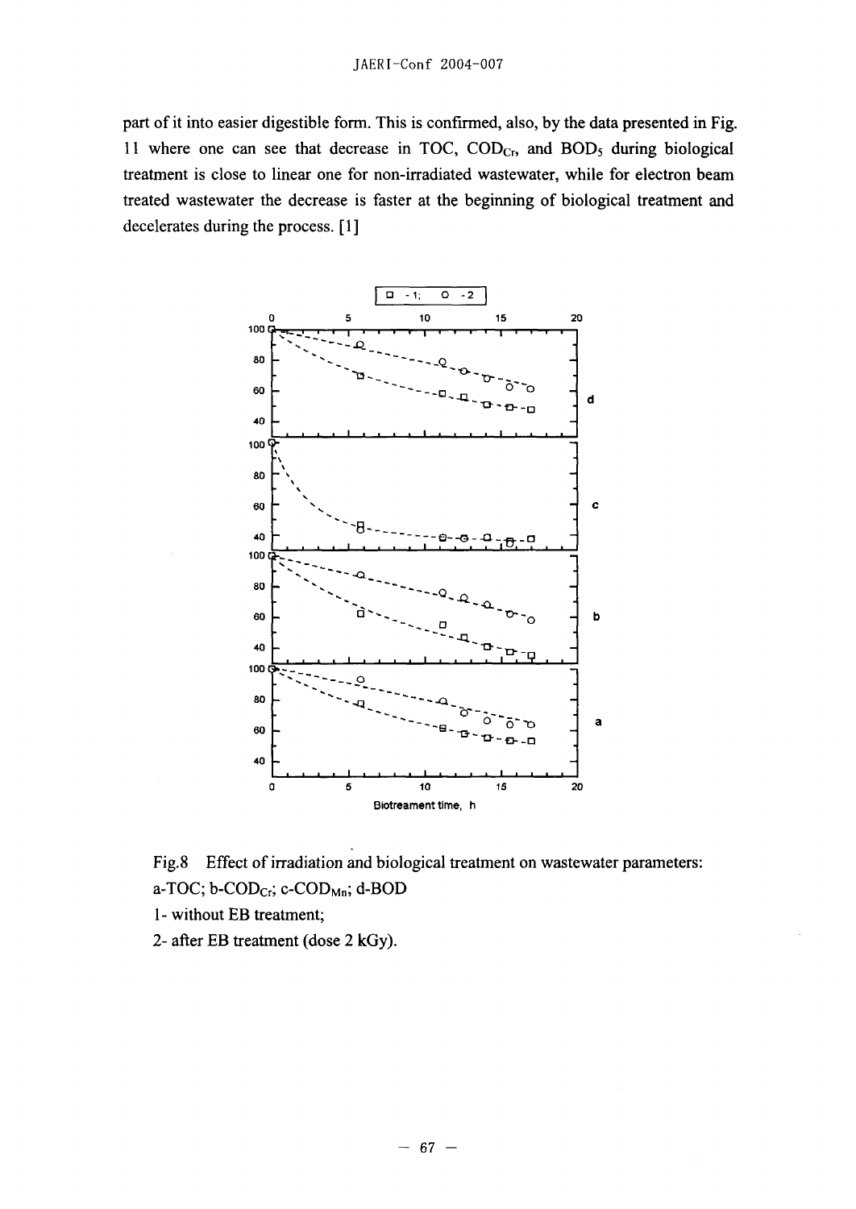part of it into easier digestible form. This is confirmed, also, by the data presented in Fig. 11 where one can see that decrease in TOC, $COD_{Cr}$, and $BOD_5$ during biological treatment is close to linear one for non-irradiated wastewater, while for electron beam treated wastewater the decrease is faster at the beginning of biological treatment and decelerates during the process. [1]

Fig.8 Effect of irradiation and biological treatment on wastewater parameters: a-TOC; b-$COD_{Cr}$; c-$COD_{Mn}$; d-BOD

1- without EB treatment;

2- after EB treatment (dose 2 kGy).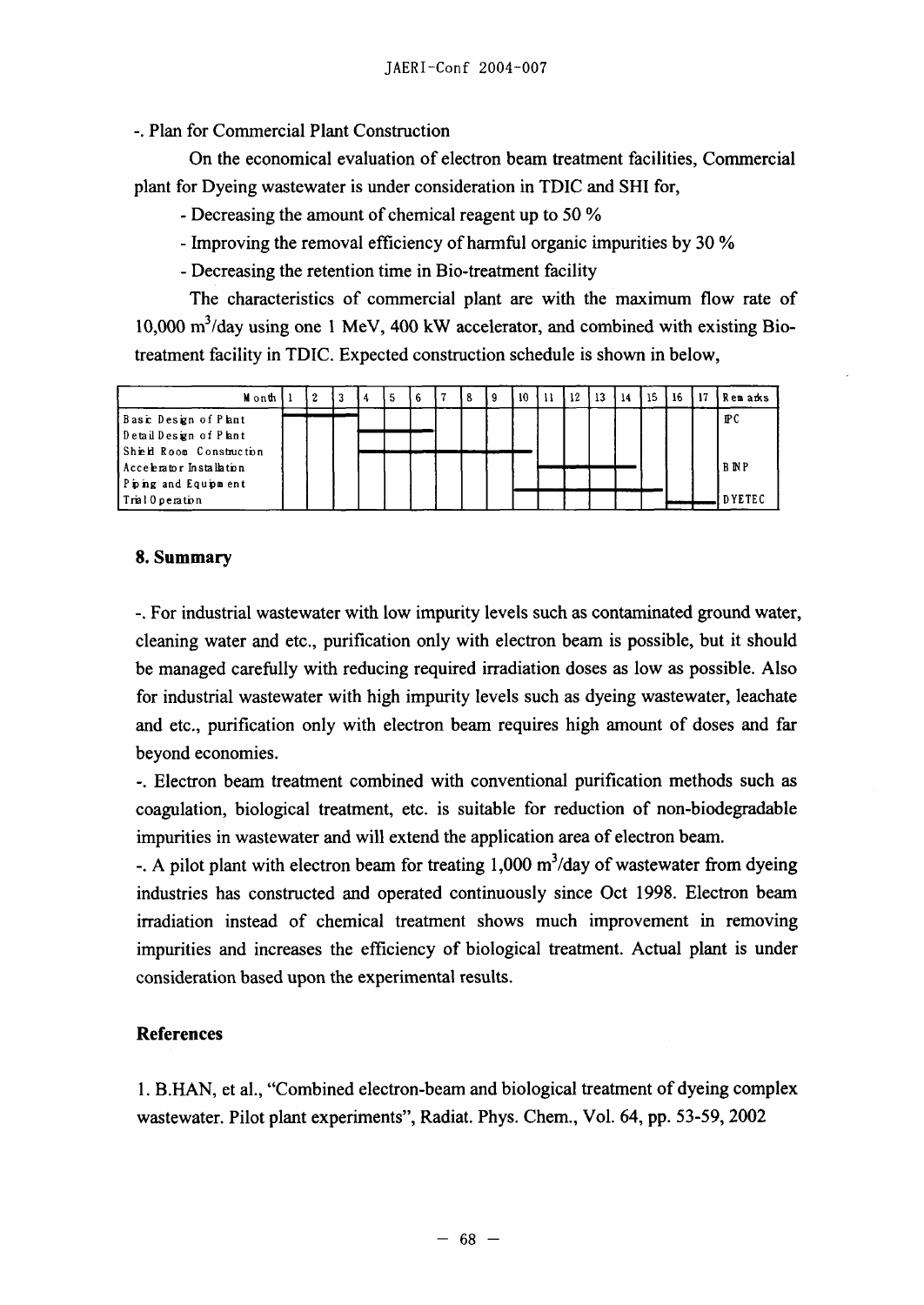-. Plan for Commercial Plant Construction

On the economical evaluation of electron beam treatment facilities, Commercial plant for Dyeing wastewater is under consideration in TDIC and SHI for,

- Decreasing the amount of chemical reagent up to 50 %
- Improving the removal efficiency of harmful organic impurities by 30 %
- Decreasing the retention time in Bio-treatment facility

The characteristics of commercial plant are with the maximum flow rate of 10,000 $m^3$/day using one 1 MeV, 400 kW accelerator, and combined with existing Bio-treatment facility in TDIC. Expected construction schedule is shown in below,

| Month | 1 | 2 | 3 | 4 | 5 | 6 | 7 | 8 | 9 | 10 | 11 | 12 | 13 | 14 | 15 | 16 | 17 | Remarks |
|---|---|---|---|---|---|---|---|---|---|---|---|---|---|---|---|---|---|---|
| Basic Design of Plant | — | — | — | | | | | | | | | | | | | | | IPC |
| Detail Design of Plant | | | | — | — | — | | | | | | | | | | | | |
| Shield Room Construction | | | | — | — | — | — | — | — | — | | | | | | | | |
| Accelerator Installation | | | | | | | | | | | — | — | — | — | | | | BINP |
| Piping and Equipment | | | | | | | | | | — | — | — | — | — | — | | | |
| Trial Operation | | | | | | | | | | | | | | | | — | — | DYETEC |

## 8. Summary

-. For industrial wastewater with low impurity levels such as contaminated ground water, cleaning water and etc., purification only with electron beam is possible, but it should be managed carefully with reducing required irradiation doses as low as possible. Also for industrial wastewater with high impurity levels such as dyeing wastewater, leachate and etc., purification only with electron beam requires high amount of doses and far beyond economies.

-. Electron beam treatment combined with conventional purification methods such as coagulation, biological treatment, etc. is suitable for reduction of non-biodegradable impurities in wastewater and will extend the application area of electron beam.

-. A pilot plant with electron beam for treating 1,000 $m^3$/day of wastewater from dyeing industries has constructed and operated continuously since Oct 1998. Electron beam irradiation instead of chemical treatment shows much improvement in removing impurities and increases the efficiency of biological treatment. Actual plant is under consideration based upon the experimental results.

## References

1. B.HAN, et al., "Combined electron-beam and biological treatment of dyeing complex wastewater. Pilot plant experiments", Radiat. Phys. Chem., Vol. 64, pp. 53-59, 2002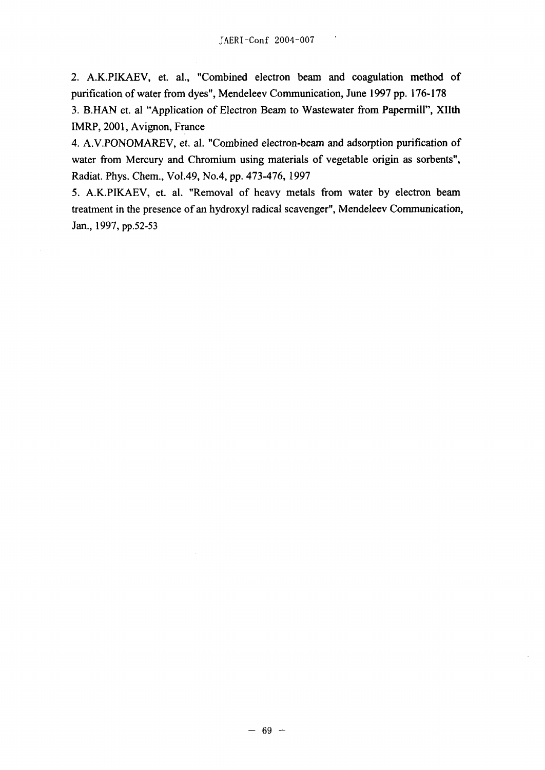2. A.K.PIKAEV, et. al., "Combined electron beam and coagulation method of purification of water from dyes", Mendeleev Communication, June 1997 pp. 176-178

3. B.HAN et. al “Application of Electron Beam to Wastewater from Papermill”, XIIth IMRP, 2001, Avignon, France

4. A.V.PONOMAREV, et. al. "Combined electron-beam and adsorption purification of water from Mercury and Chromium using materials of vegetable origin as sorbents", Radiat. Phys. Chem., Vol.49, No.4, pp. 473-476, 1997

5. A.K.PIKAEV, et. al. "Removal of heavy metals from water by electron beam treatment in the presence of an hydroxyl radical scavenger", Mendeleev Communication, Jan., 1997, pp.52-53